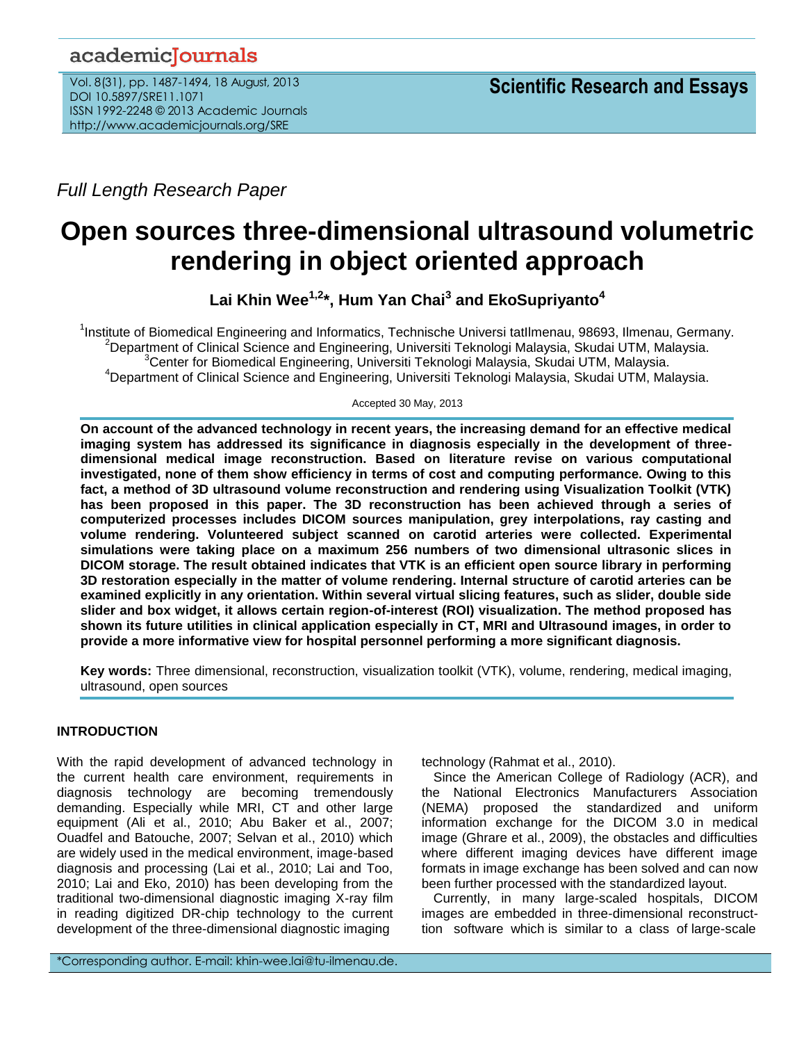*Full Length Research Paper*

# Open sources three-dimensional ultrasound volumetric rendering in object oriented approach

**Lai Khin Wee[1,2]*, Hum Yan Chai[3] and EkoSupriyanto[4]**

[1]Institute of Biomedical Engineering and Informatics, Technische Universi tatIlmenau, 98693, Ilmenau, Germany.
[2]Department of Clinical Science and Engineering, Universiti Teknologi Malaysia, Skudai UTM, Malaysia.
[3]Center for Biomedical Engineering, Universiti Teknologi Malaysia, Skudai UTM, Malaysia.
[4]Department of Clinical Science and Engineering, Universiti Teknologi Malaysia, Skudai UTM, Malaysia.

Accepted 30 May, 2013

**On account of the advanced technology in recent years, the increasing demand for an effective medical imaging system has addressed its significance in diagnosis especially in the development of three-dimensional medical image reconstruction. Based on literature revise on various computational investigated, none of them show efficiency in terms of cost and computing performance. Owing to this fact, a method of 3D ultrasound volume reconstruction and rendering using Visualization Toolkit (VTK) has been proposed in this paper. The 3D reconstruction has been achieved through a series of computerized processes includes DICOM sources manipulation, grey interpolations, ray casting and volume rendering. Volunteered subject scanned on carotid arteries were collected. Experimental simulations were taking place on a maximum 256 numbers of two dimensional ultrasonic slices in DICOM storage. The result obtained indicates that VTK is an efficient open source library in performing 3D restoration especially in the matter of volume rendering. Internal structure of carotid arteries can be examined explicitly in any orientation. Within several virtual slicing features, such as slider, double side slider and box widget, it allows certain region-of-interest (ROI) visualization. The method proposed has shown its future utilities in clinical application especially in CT, MRI and Ultrasound images, in order to provide a more informative view for hospital personnel performing a more significant diagnosis.**

**Key words:** Three dimensional, reconstruction, visualization toolkit (VTK), volume, rendering, medical imaging, ultrasound, open sources

## INTRODUCTION

With the rapid development of advanced technology in the current health care environment, requirements in diagnosis technology are becoming tremendously demanding. Especially while MRI, CT and other large equipment (Ali et al., 2010; Abu Baker et al., 2007; Ouadfel and Batouche, 2007; Selvan et al., 2010) which are widely used in the medical environment, image-based diagnosis and processing (Lai et al., 2010; Lai and Too, 2010; Lai and Eko, 2010) has been developing from the traditional two-dimensional diagnostic imaging X-ray film in reading digitized DR-chip technology to the current development of the three-dimensional diagnostic imaging technology (Rahmat et al., 2010).

Since the American College of Radiology (ACR), and the National Electronics Manufacturers Association (NEMA) proposed the standardized and uniform information exchange for the DICOM 3.0 in medical image (Ghrare et al., 2009), the obstacles and difficulties where different imaging devices have different image formats in image exchange has been solved and can now been further processed with the standardized layout.

Currently, in many large-scaled hospitals, DICOM images are embedded in three-dimensional reconstruct-tion software which is similar to a class of large-scale

*Corresponding author. E-mail: khin-wee.lai@tu-ilmenau.de.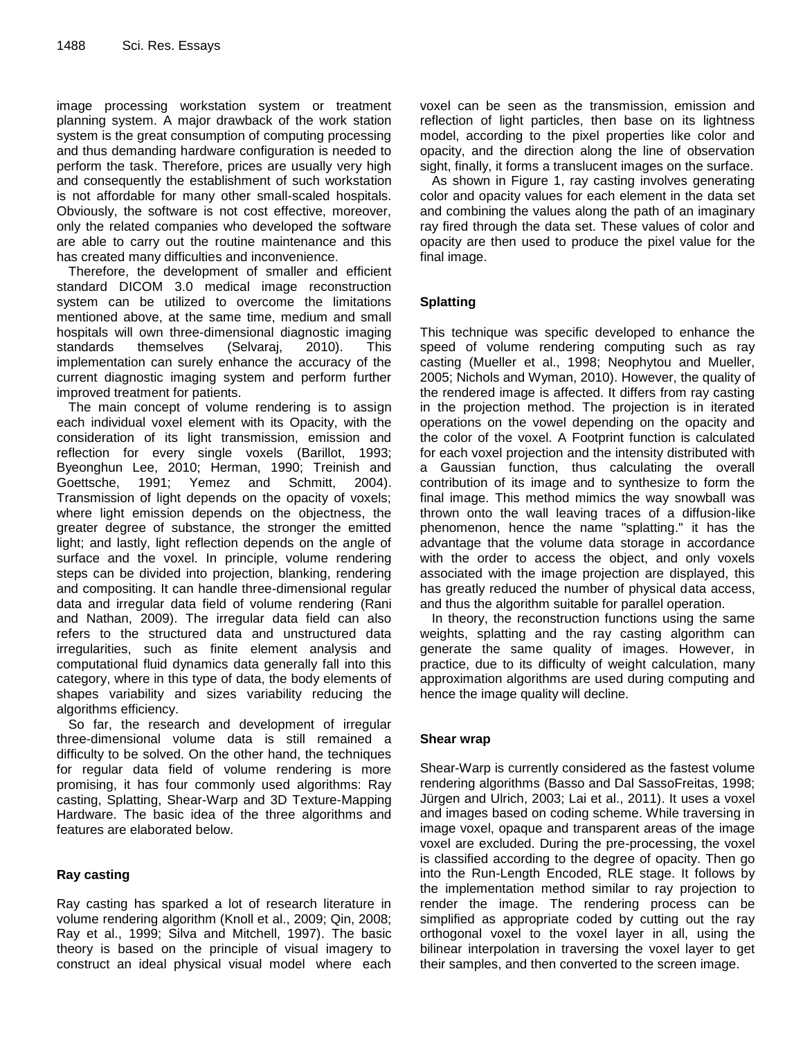image processing workstation system or treatment planning system. A major drawback of the work station system is the great consumption of computing processing and thus demanding hardware configuration is needed to perform the task. Therefore, prices are usually very high and consequently the establishment of such workstation is not affordable for many other small-scaled hospitals. Obviously, the software is not cost effective, moreover, only the related companies who developed the software are able to carry out the routine maintenance and this has created many difficulties and inconvenience.

Therefore, the development of smaller and efficient standard DICOM 3.0 medical image reconstruction system can be utilized to overcome the limitations mentioned above, at the same time, medium and small hospitals will own three-dimensional diagnostic imaging standards themselves (Selvaraj, 2010). This implementation can surely enhance the accuracy of the current diagnostic imaging system and perform further improved treatment for patients.

The main concept of volume rendering is to assign each individual voxel element with its Opacity, with the consideration of its light transmission, emission and reflection for every single voxels (Barillot, 1993; Byeonghun Lee, 2010; Herman, 1990; Treinish and Goettsche, 1991; Yemez and Schmitt, 2004). Transmission of light depends on the opacity of voxels; where light emission depends on the objectness, the greater degree of substance, the stronger the emitted light; and lastly, light reflection depends on the angle of surface and the voxel. In principle, volume rendering steps can be divided into projection, blanking, rendering and compositing. It can handle three-dimensional regular data and irregular data field of volume rendering (Rani and Nathan, 2009). The irregular data field can also refers to the structured data and unstructured data irregularities, such as finite element analysis and computational fluid dynamics data generally fall into this category, where in this type of data, the body elements of shapes variability and sizes variability reducing the algorithms efficiency.

So far, the research and development of irregular three-dimensional volume data is still remained a difficulty to be solved. On the other hand, the techniques for regular data field of volume rendering is more promising, it has four commonly used algorithms: Ray casting, Splatting, Shear-Warp and 3D Texture-Mapping Hardware. The basic idea of the three algorithms and features are elaborated below.

### Ray casting

Ray casting has sparked a lot of research literature in volume rendering algorithm (Knoll et al., 2009; Qin, 2008; Ray et al., 1999; Silva and Mitchell, 1997). The basic theory is based on the principle of visual imagery to construct an ideal physical visual model where each voxel can be seen as the transmission, emission and reflection of light particles, then base on its lightness model, according to the pixel properties like color and opacity, and the direction along the line of observation sight, finally, it forms a translucent images on the surface.

As shown in Figure 1, ray casting involves generating color and opacity values for each element in the data set and combining the values along the path of an imaginary ray fired through the data set. These values of color and opacity are then used to produce the pixel value for the final image.

### Splatting

This technique was specific developed to enhance the speed of volume rendering computing such as ray casting (Mueller et al., 1998; Neophytou and Mueller, 2005; Nichols and Wyman, 2010). However, the quality of the rendered image is affected. It differs from ray casting in the projection method. The projection is in iterated operations on the vowel depending on the opacity and the color of the voxel. A Footprint function is calculated for each voxel projection and the intensity distributed with a Gaussian function, thus calculating the overall contribution of its image and to synthesize to form the final image. This method mimics the way snowball was thrown onto the wall leaving traces of a diffusion-like phenomenon, hence the name "splatting." it has the advantage that the volume data storage in accordance with the order to access the object, and only voxels associated with the image projection are displayed, this has greatly reduced the number of physical data access, and thus the algorithm suitable for parallel operation.

In theory, the reconstruction functions using the same weights, splatting and the ray casting algorithm can generate the same quality of images. However, in practice, due to its difficulty of weight calculation, many approximation algorithms are used during computing and hence the image quality will decline.

### Shear wrap

Shear-Warp is currently considered as the fastest volume rendering algorithms (Basso and Dal SassoFreitas, 1998; Jürgen and Ulrich, 2003; Lai et al., 2011). It uses a voxel and images based on coding scheme. While traversing in image voxel, opaque and transparent areas of the image voxel are excluded. During the pre-processing, the voxel is classified according to the degree of opacity. Then go into the Run-Length Encoded, RLE stage. It follows by the implementation method similar to ray projection to render the image. The rendering process can be simplified as appropriate coded by cutting out the ray orthogonal voxel to the voxel layer in all, using the bilinear interpolation in traversing the voxel layer to get their samples, and then converted to the screen image.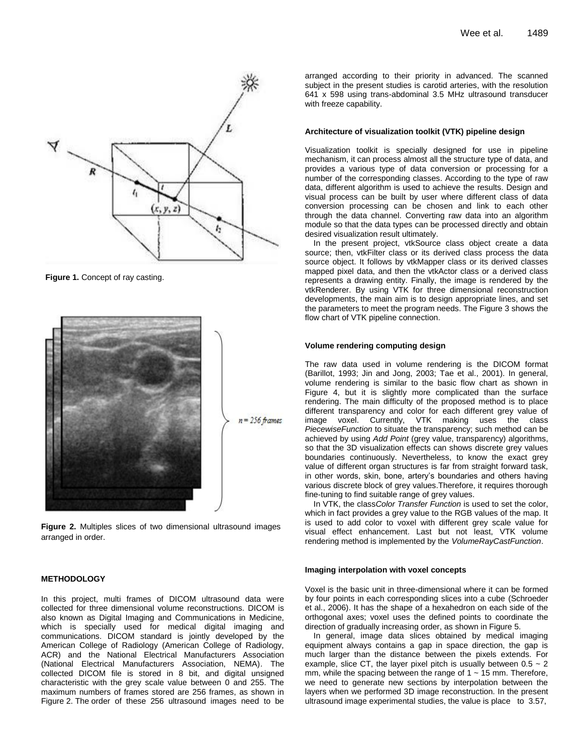Figure 1. Concept of ray casting.

Figure 2. Multiples slices of two dimensional ultrasound images arranged in order.

## METHODOLOGY

In this project, multi frames of DICOM ultrasound data were collected for three dimensional volume reconstructions. DICOM is also known as Digital Imaging and Communications in Medicine, which is specially used for medical digital imaging and communications. DICOM standard is jointly developed by the American College of Radiology (American College of Radiology, ACR) and the National Electrical Manufacturers Association (National Electrical Manufacturers Association, NEMA). The collected DICOM file is stored in 8 bit, and digital unsigned characteristic with the grey scale value between 0 and 255. The maximum numbers of frames stored are 256 frames, as shown in Figure 2. The order of these 256 ultrasound images need to be arranged according to their priority in advanced. The scanned subject in the present studies is carotid arteries, with the resolution 641 x 598 using trans-abdominal 3.5 MHz ultrasound transducer with freeze capability.

### Architecture of visualization toolkit (VTK) pipeline design

Visualization toolkit is specially designed for use in pipeline mechanism, it can process almost all the structure type of data, and provides a various type of data conversion or processing for a number of the corresponding classes. According to the type of raw data, different algorithm is used to achieve the results. Design and visual process can be built by user where different class of data conversion processing can be chosen and link to each other through the data channel. Converting raw data into an algorithm module so that the data types can be processed directly and obtain desired visualization result ultimately.

In the present project, vtkSource class object create a data source; then, vtkFilter class or its derived class process the data source object. It follows by vtkMapper class or its derived classes mapped pixel data, and then the vtkActor class or a derived class represents a drawing entity. Finally, the image is rendered by the vtkRenderer. By using VTK for three dimensional reconstruction developments, the main aim is to design appropriate lines, and set the parameters to meet the program needs. The Figure 3 shows the flow chart of VTK pipeline connection.

### Volume rendering computing design

The raw data used in volume rendering is the DICOM format (Barillot, 1993; Jin and Jong, 2003; Tae et al., 2001). In general, volume rendering is similar to the basic flow chart as shown in Figure 4, but it is slightly more complicated than the surface rendering. The main difficulty of the proposed method is to place different transparency and color for each different grey value of image voxel. Currently, VTK making uses the class *PiecewiseFunction* to situate the transparency; such method can be achieved by using *Add Point* (grey value, transparency) algorithms, so that the 3D visualization effects can shows discrete grey values boundaries continuously. Nevertheless, to know the exact grey value of different organ structures is far from straight forward task, in other words, skin, bone, artery's boundaries and others having various discrete block of grey values.Therefore, it requires thorough fine-tuning to find suitable range of grey values.

In VTK, the class*Color Transfer Function* is used to set the color, which in fact provides a grey value to the RGB values of the map. It is used to add color to voxel with different grey scale value for visual effect enhancement. Last but not least, VTK volume rendering method is implemented by the *VolumeRayCastFunction*.

### Imaging interpolation with voxel concepts

Voxel is the basic unit in three-dimensional where it can be formed by four points in each corresponding slices into a cube (Schroeder et al., 2006). It has the shape of a hexahedron on each side of the orthogonal axes; voxel uses the defined points to coordinate the direction of gradually increasing order, as shown in Figure 5.

In general, image data slices obtained by medical imaging equipment always contains a gap in space direction, the gap is much larger than the distance between the pixels extends. For example, slice CT, the layer pixel pitch is usually between 0.5 ~ 2 mm, while the spacing between the range of 1 ~ 15 mm. Therefore, we need to generate new sections by interpolation between the layers when we performed 3D image reconstruction. In the present ultrasound image experimental studies, the value is place to 3.57,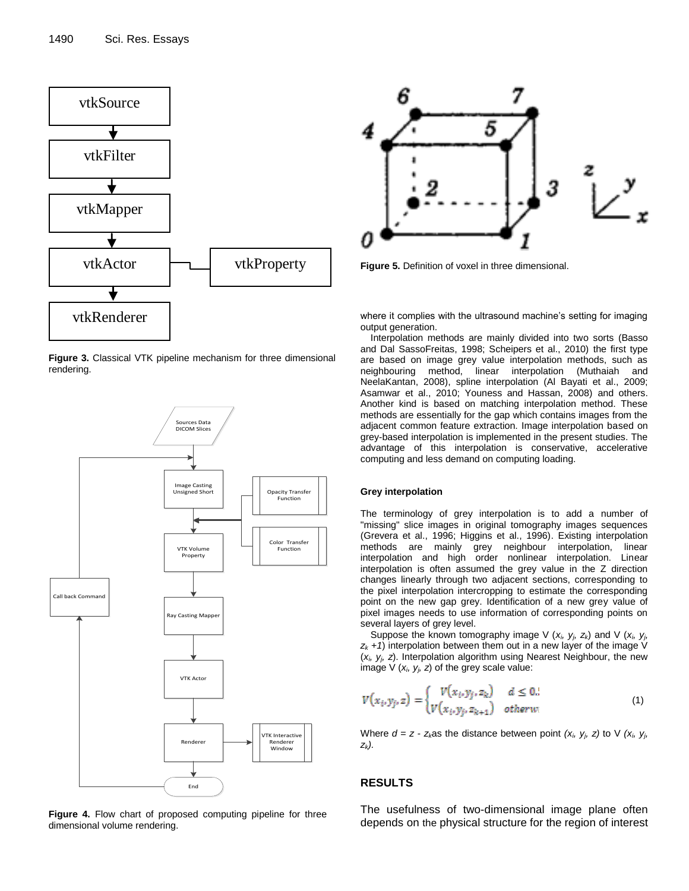Figure 3. Classical VTK pipeline mechanism for three dimensional rendering.

Figure 4. Flow chart of proposed computing pipeline for three dimensional volume rendering.

Figure 5. Definition of voxel in three dimensional.

where it complies with the ultrasound machine's setting for imaging output generation.

Interpolation methods are mainly divided into two sorts (Basso and Dal SassoFreitas, 1998; Scheipers et al., 2010) the first type are based on image grey value interpolation methods, such as neighbouring method, linear interpolation (Muthaiah and NeelaKantan, 2008), spline interpolation (Al Bayati et al., 2009; Asamwar et al., 2010; Youness and Hassan, 2008) and others. Another kind is based on matching interpolation method. These methods are essentially for the gap which contains images from the adjacent common feature extraction. Image interpolation based on grey-based interpolation is implemented in the present studies. The advantage of this interpolation is conservative, accelerative computing and less demand on computing loading.

### Grey interpolation

The terminology of grey interpolation is to add a number of "missing" slice images in original tomography images sequences (Grevera et al., 1996; Higgins et al., 1996). Existing interpolation methods are mainly grey neighbour interpolation, linear interpolation and high order nonlinear interpolation. Linear interpolation is often assumed the grey value in the Z direction changes linearly through two adjacent sections, corresponding to the pixel interpolation intercropping to estimate the corresponding point on the new gap grey. Identification of a new grey value of pixel images needs to use information of corresponding points on several layers of grey level.

Suppose the known tomography image V ($x_i$, $y_j$, $z_k$) and V ($x_i$, $y_j$, $z_k$ +1) interpolation between them out in a new layer of the image V ($x_i$, $y_j$, $z$). Interpolation algorithm using Nearest Neighbour, the new image V ($x_i$, $y_j$, $z$) of the grey scale value:

$$V(x_i, y_j, z) = \begin{cases} V(x_i, y_j, z_k) & d \le 0.5 \\ V(x_i, y_j, z_{k+1}) & \text{otherwise} \end{cases} \quad (1)$$

Where $d = z - z_k$ as the distance between point ($x_i$, $y_j$, $z$) to V ($x_i$, $y_j$, $z_k$).

## RESULTS

The usefulness of two-dimensional image plane often depends on the physical structure for the region of interest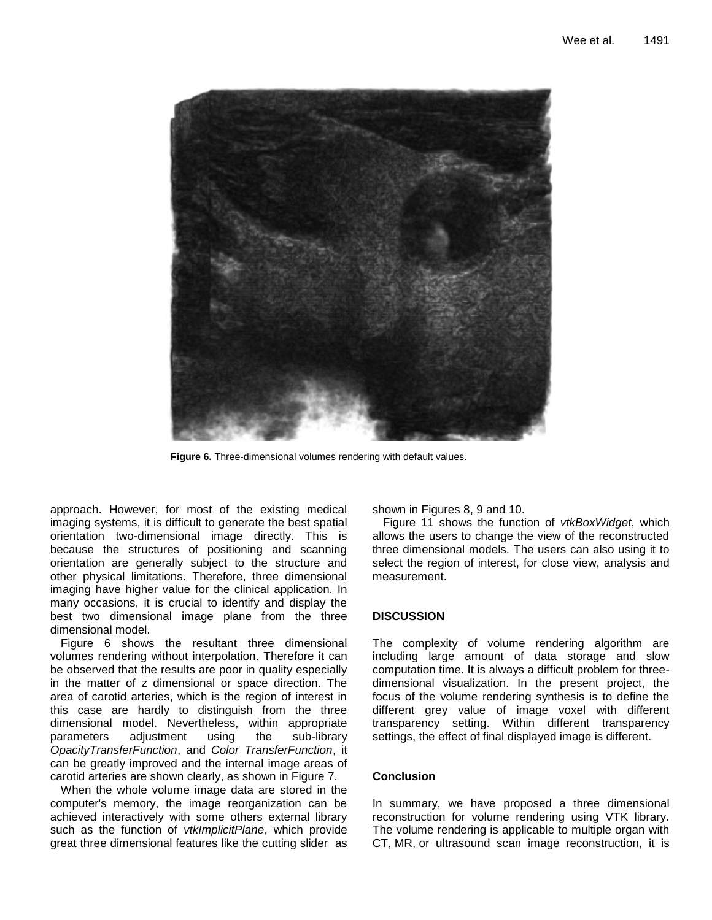**Figure 6.** Three-dimensional volumes rendering with default values.

approach. However, for most of the existing medical imaging systems, it is difficult to generate the best spatial orientation two-dimensional image directly. This is because the structures of positioning and scanning orientation are generally subject to the structure and other physical limitations. Therefore, three dimensional imaging have higher value for the clinical application. In many occasions, it is crucial to identify and display the best two dimensional image plane from the three dimensional model.

Figure 6 shows the resultant three dimensional volumes rendering without interpolation. Therefore it can be observed that the results are poor in quality especially in the matter of z dimensional or space direction. The area of carotid arteries, which is the region of interest in this case are hardly to distinguish from the three dimensional model. Nevertheless, within appropriate parameters adjustment using the sub-library *OpacityTransferFunction*, and *Color TransferFunction*, it can be greatly improved and the internal image areas of carotid arteries are shown clearly, as shown in Figure 7.

When the whole volume image data are stored in the computer's memory, the image reorganization can be achieved interactively with some others external library such as the function of *vtkImplicitPlane*, which provide great three dimensional features like the cutting slider as shown in Figures 8, 9 and 10.

Figure 11 shows the function of *vtkBoxWidget*, which allows the users to change the view of the reconstructed three dimensional models. The users can also using it to select the region of interest, for close view, analysis and measurement.

## DISCUSSION

The complexity of volume rendering algorithm are including large amount of data storage and slow computation time. It is always a difficult problem for three-dimensional visualization. In the present project, the focus of the volume rendering synthesis is to define the different grey value of image voxel with different transparency setting. Within different transparency settings, the effect of final displayed image is different.

## Conclusion

In summary, we have proposed a three dimensional reconstruction for volume rendering using VTK library. The volume rendering is applicable to multiple organ with CT, MR, or ultrasound scan image reconstruction, it is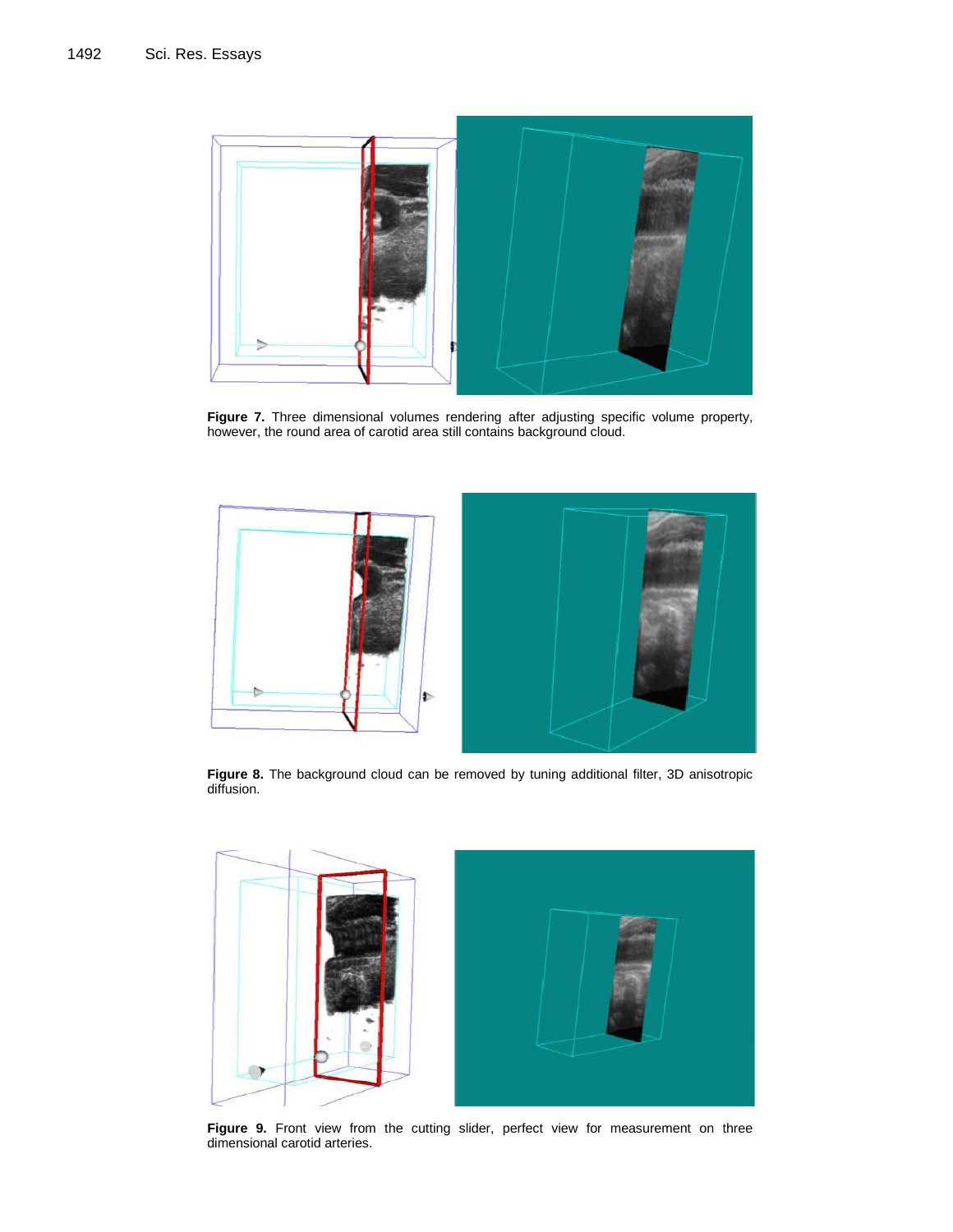**Figure 7.** Three dimensional volumes rendering after adjusting specific volume property, however, the round area of carotid area still contains background cloud.

**Figure 8.** The background cloud can be removed by tuning additional filter, 3D anisotropic diffusion.

**Figure 9.** Front view from the cutting slider, perfect view for measurement on three dimensional carotid arteries.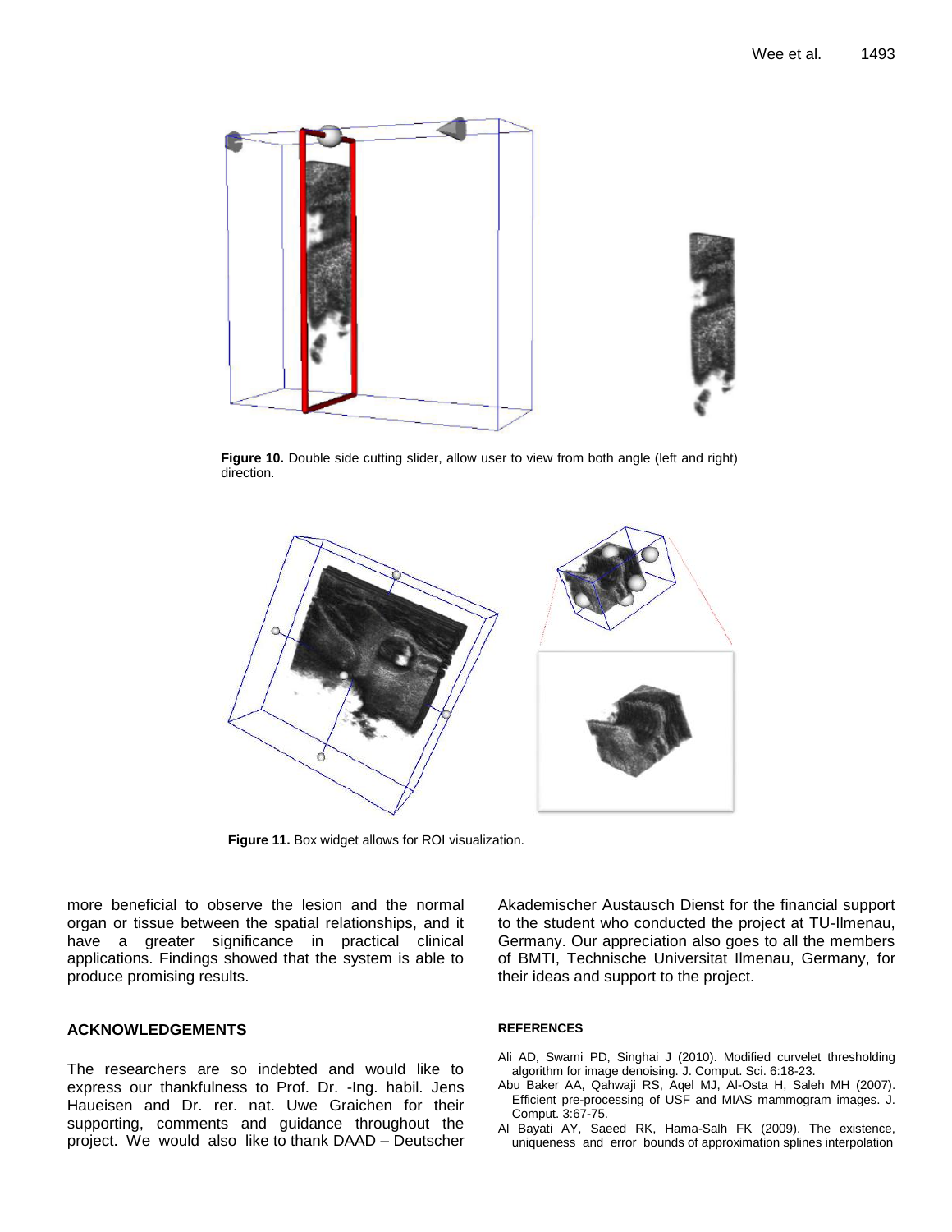Figure 10. Double side cutting slider, allow user to view from both angle (left and right) direction.

Figure 11. Box widget allows for ROI visualization.

more beneficial to observe the lesion and the normal organ or tissue between the spatial relationships, and it have a greater significance in practical clinical applications. Findings showed that the system is able to produce promising results.

## ACKNOWLEDGEMENTS

The researchers are so indebted and would like to express our thankfulness to Prof. Dr. -Ing. habil. Jens Haueisen and Dr. rer. nat. Uwe Graichen for their supporting, comments and guidance throughout the project. We would also like to thank DAAD – Deutscher Akademischer Austausch Dienst for the financial support to the student who conducted the project at TU-Ilmenau, Germany. Our appreciation also goes to all the members of BMTI, Technische Universitat Ilmenau, Germany, for their ideas and support to the project.

## REFERENCES

Ali AD, Swami PD, Singhai J (2010). Modified curvelet thresholding algorithm for image denoising. J. Comput. Sci. 6:18-23.

Abu Baker AA, Qahwaji RS, Aqel MJ, Al-Osta H, Saleh MH (2007). Efficient pre-processing of USF and MIAS mammogram images. J. Comput. 3:67-75.

Al Bayati AY, Saeed RK, Hama-Salh FK (2009). The existence, uniqueness and error bounds of approximation splines interpolation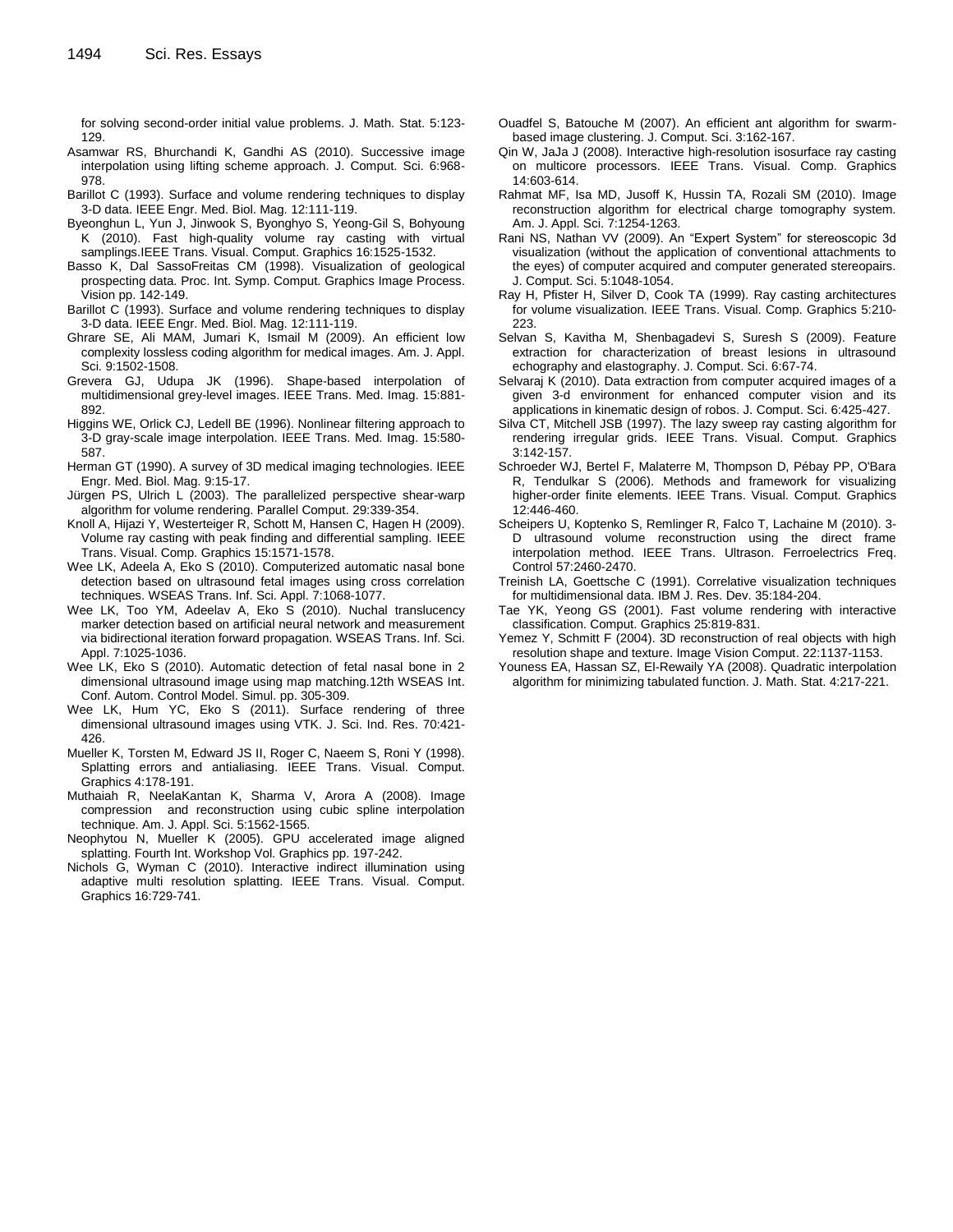for solving second-order initial value problems. J. Math. Stat. 5:123-129.

Asamwar RS, Bhurchandi K, Gandhi AS (2010). Successive image interpolation using lifting scheme approach. J. Comput. Sci. 6:968-978.

Barillot C (1993). Surface and volume rendering techniques to display 3-D data. IEEE Engr. Med. Biol. Mag. 12:111-119.

Byeonghun L, Yun J, Jinwook S, Byonghyo S, Yeong-Gil S, Bohyoung K (2010). Fast high-quality volume ray casting with virtual samplings.IEEE Trans. Visual. Comput. Graphics 16:1525-1532.

Basso K, Dal SassoFreitas CM (1998). Visualization of geological prospecting data. Proc. Int. Symp. Comput. Graphics Image Process. Vision pp. 142-149.

Barillot C (1993). Surface and volume rendering techniques to display 3-D data. IEEE Engr. Med. Biol. Mag. 12:111-119.

Ghrare SE, Ali MAM, Jumari K, Ismail M (2009). An efficient low complexity lossless coding algorithm for medical images. Am. J. Appl. Sci. 9:1502-1508.

Grevera GJ, Udupa JK (1996). Shape-based interpolation of multidimensional grey-level images. IEEE Trans. Med. Imag. 15:881-892.

Higgins WE, Orlick CJ, Ledell BE (1996). Nonlinear filtering approach to 3-D gray-scale image interpolation. IEEE Trans. Med. Imag. 15:580-587.

Herman GT (1990). A survey of 3D medical imaging technologies. IEEE Engr. Med. Biol. Mag. 9:15-17.

Jürgen PS, Ulrich L (2003). The parallelized perspective shear-warp algorithm for volume rendering. Parallel Comput. 29:339-354.

Knoll A, Hijazi Y, Westerteiger R, Schott M, Hansen C, Hagen H (2009). Volume ray casting with peak finding and differential sampling. IEEE Trans. Visual. Comp. Graphics 15:1571-1578.

Wee LK, Adeela A, Eko S (2010). Computerized automatic nasal bone detection based on ultrasound fetal images using cross correlation techniques. WSEAS Trans. Inf. Sci. Appl. 7:1068-1077.

Wee LK, Too YM, Adeelav A, Eko S (2010). Nuchal translucency marker detection based on artificial neural network and measurement via bidirectional iteration forward propagation. WSEAS Trans. Inf. Sci. Appl. 7:1025-1036.

Wee LK, Eko S (2010). Automatic detection of fetal nasal bone in 2 dimensional ultrasound image using map matching.12th WSEAS Int. Conf. Autom. Control Model. Simul. pp. 305-309.

Wee LK, Hum YC, Eko S (2011). Surface rendering of three dimensional ultrasound images using VTK. J. Sci. Ind. Res. 70:421-426.

Mueller K, Torsten M, Edward JS II, Roger C, Naeem S, Roni Y (1998). Splatting errors and antialiasing. IEEE Trans. Visual. Comput. Graphics 4:178-191.

Muthaiah R, NeelaKantan K, Sharma V, Arora A (2008). Image compression and reconstruction using cubic spline interpolation technique. Am. J. Appl. Sci. 5:1562-1565.

Neophytou N, Mueller K (2005). GPU accelerated image aligned splatting. Fourth Int. Workshop Vol. Graphics pp. 197-242.

Nichols G, Wyman C (2010). Interactive indirect illumination using adaptive multi resolution splatting. IEEE Trans. Visual. Comput. Graphics 16:729-741.

Ouadfel S, Batouche M (2007). An efficient ant algorithm for swarm-based image clustering. J. Comput. Sci. 3:162-167.

Qin W, JaJa J (2008). Interactive high-resolution isosurface ray casting on multicore processors. IEEE Trans. Visual. Comp. Graphics 14:603-614.

Rahmat MF, Isa MD, Jusoff K, Hussin TA, Rozali SM (2010). Image reconstruction algorithm for electrical charge tomography system. Am. J. Appl. Sci. 7:1254-1263.

Rani NS, Nathan VV (2009). An "Expert System" for stereoscopic 3d visualization (without the application of conventional attachments to the eyes) of computer acquired and computer generated stereopairs. J. Comput. Sci. 5:1048-1054.

Ray H, Pfister H, Silver D, Cook TA (1999). Ray casting architectures for volume visualization. IEEE Trans. Visual. Comp. Graphics 5:210-223.

Selvan S, Kavitha M, Shenbagadevi S, Suresh S (2009). Feature extraction for characterization of breast lesions in ultrasound echography and elastography. J. Comput. Sci. 6:67-74.

Selvaraj K (2010). Data extraction from computer acquired images of a given 3-d environment for enhanced computer vision and its applications in kinematic design of robos. J. Comput. Sci. 6:425-427.

Silva CT, Mitchell JSB (1997). The lazy sweep ray casting algorithm for rendering irregular grids. IEEE Trans. Visual. Comput. Graphics 3:142-157.

Schroeder WJ, Bertel F, Malaterre M, Thompson D, Pébay PP, O'Bara R, Tendulkar S (2006). Methods and framework for visualizing higher-order finite elements. IEEE Trans. Visual. Comput. Graphics 12:446-460.

Scheipers U, Koptenko S, Remlinger R, Falco T, Lachaine M (2010). 3-D ultrasound volume reconstruction using the direct frame interpolation method. IEEE Trans. Ultrason. Ferroelectrics Freq. Control 57:2460-2470.

Treinish LA, Goettsche C (1991). Correlative visualization techniques for multidimensional data. IBM J. Res. Dev. 35:184-204.

Tae YK, Yeong GS (2001). Fast volume rendering with interactive classification. Comput. Graphics 25:819-831.

Yemez Y, Schmitt F (2004). 3D reconstruction of real objects with high resolution shape and texture. Image Vision Comput. 22:1137-1153.

Youness EA, Hassan SZ, El-Rewaily YA (2008). Quadratic interpolation algorithm for minimizing tabulated function. J. Math. Stat. 4:217-221.